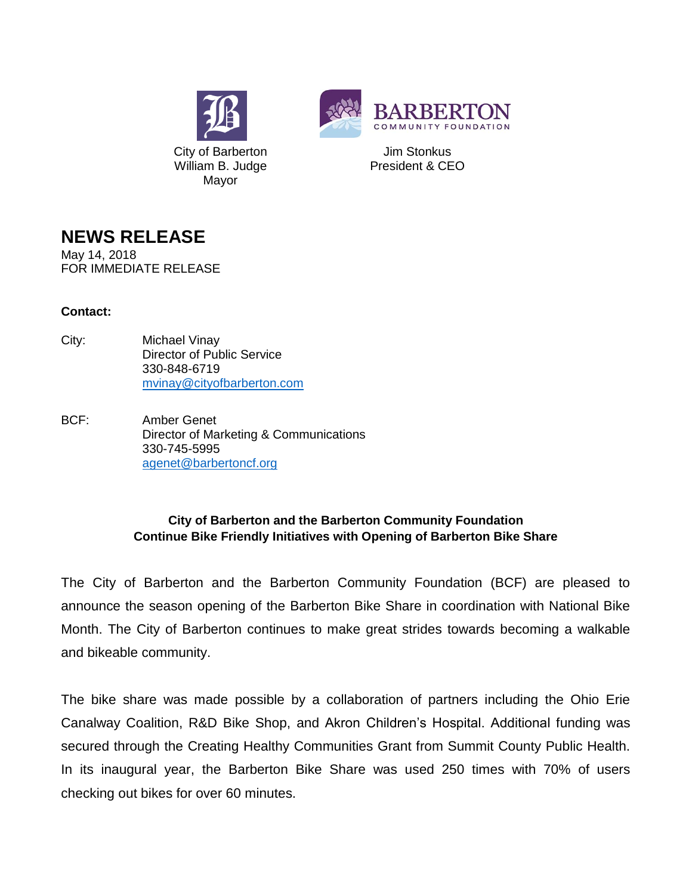City of Barberton
William B. Judge
Mayor

BARBERTON COMMUNITY FOUNDATION
Jim Stonkus
President & CEO

# NEWS RELEASE

May 14, 2018
FOR IMMEDIATE RELEASE

**Contact:**

City: Michael Vinay
Director of Public Service
330-848-6719
mvinay@cityofbarberton.com

BCF: Amber Genet
Director of Marketing & Communications
330-745-5995
agenet@barbertoncf.org

**City of Barberton and the Barberton Community Foundation Continue Bike Friendly Initiatives with Opening of Barberton Bike Share**

The City of Barberton and the Barberton Community Foundation (BCF) are pleased to announce the season opening of the Barberton Bike Share in coordination with National Bike Month. The City of Barberton continues to make great strides towards becoming a walkable and bikeable community.

The bike share was made possible by a collaboration of partners including the Ohio Erie Canalway Coalition, R&D Bike Shop, and Akron Children's Hospital. Additional funding was secured through the Creating Healthy Communities Grant from Summit County Public Health. In its inaugural year, the Barberton Bike Share was used 250 times with 70% of users checking out bikes for over 60 minutes.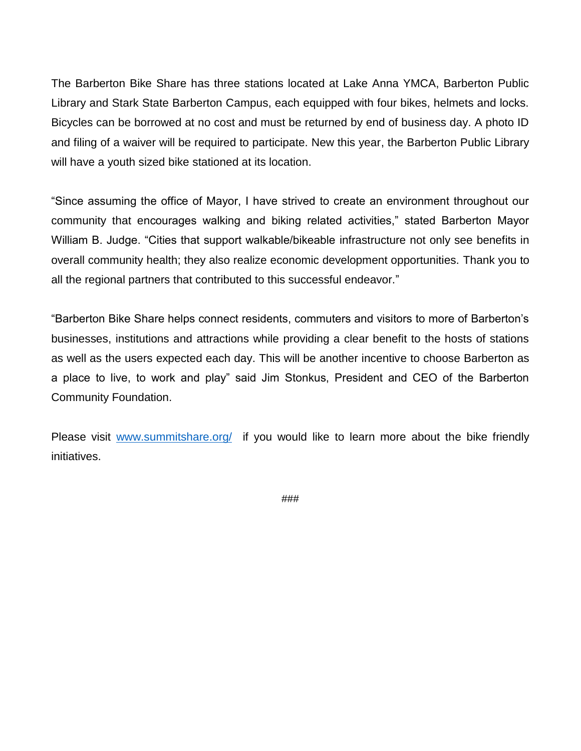The Barberton Bike Share has three stations located at Lake Anna YMCA, Barberton Public Library and Stark State Barberton Campus, each equipped with four bikes, helmets and locks. Bicycles can be borrowed at no cost and must be returned by end of business day. A photo ID and filing of a waiver will be required to participate. New this year, the Barberton Public Library will have a youth sized bike stationed at its location.

"Since assuming the office of Mayor, I have strived to create an environment throughout our community that encourages walking and biking related activities," stated Barberton Mayor William B. Judge. "Cities that support walkable/bikeable infrastructure not only see benefits in overall community health; they also realize economic development opportunities. Thank you to all the regional partners that contributed to this successful endeavor."

"Barberton Bike Share helps connect residents, commuters and visitors to more of Barberton's businesses, institutions and attractions while providing a clear benefit to the hosts of stations as well as the users expected each day. This will be another incentive to choose Barberton as a place to live, to work and play" said Jim Stonkus, President and CEO of the Barberton Community Foundation.

Please visit [www.summitshare.org/](http://www.summitshare.org/) if you would like to learn more about the bike friendly initiatives.

###